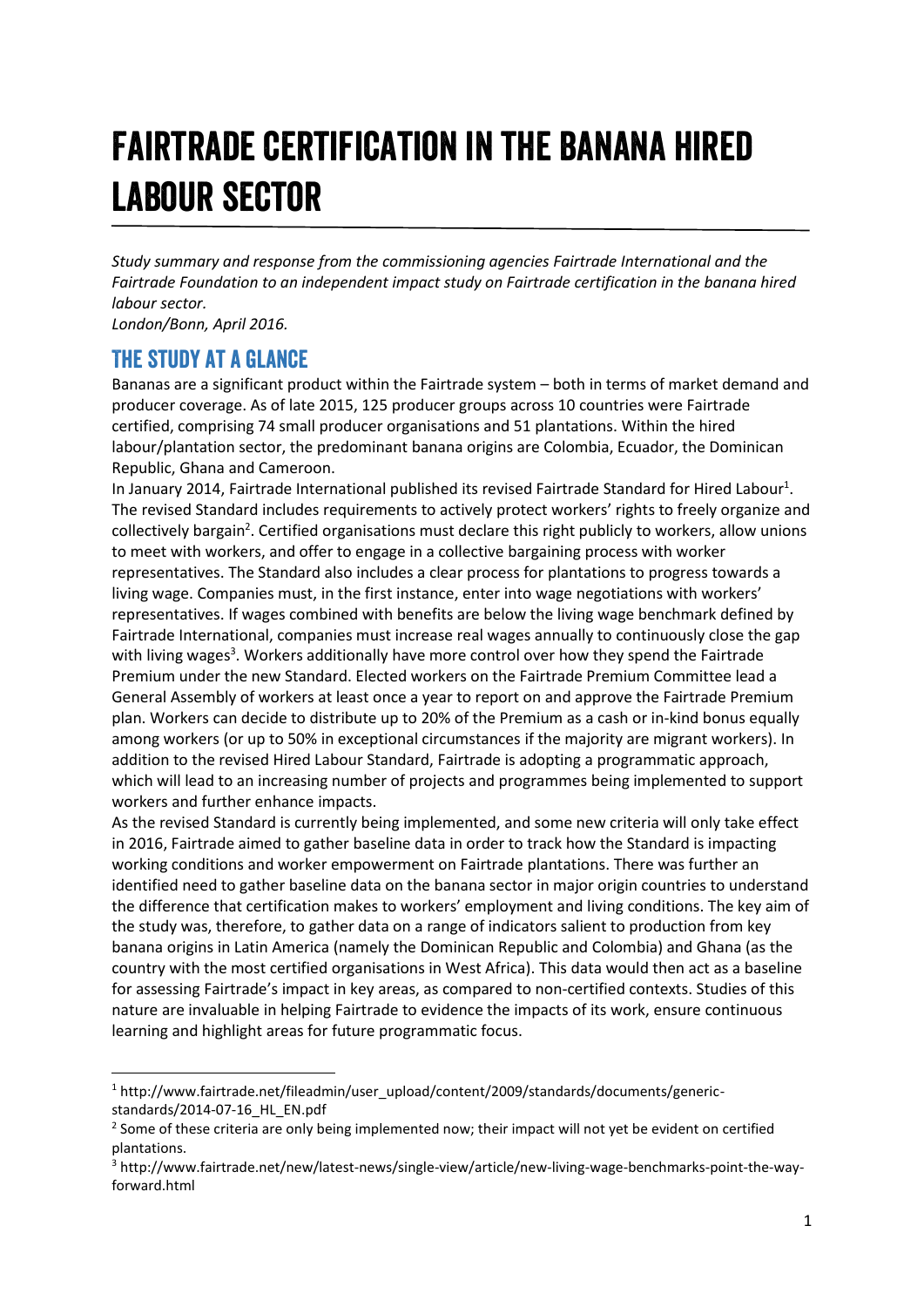# FAIRTRADE CERTIFICATION IN THE BANANA HIRED LABOUR SECTOR

*Study summary and response from the commissioning agencies Fairtrade International and the Fairtrade Foundation to an independent impact study on Fairtrade certification in the banana hired labour sector.*
*London/Bonn, April 2016.*

## THE STUDY AT A GLANCE

Bananas are a significant product within the Fairtrade system – both in terms of market demand and producer coverage. As of late 2015, 125 producer groups across 10 countries were Fairtrade certified, comprising 74 small producer organisations and 51 plantations. Within the hired labour/plantation sector, the predominant banana origins are Colombia, Ecuador, the Dominican Republic, Ghana and Cameroon.

In January 2014, Fairtrade International published its revised Fairtrade Standard for Hired Labour[1]. The revised Standard includes requirements to actively protect workers' rights to freely organize and collectively bargain[2]. Certified organisations must declare this right publicly to workers, allow unions to meet with workers, and offer to engage in a collective bargaining process with worker representatives. The Standard also includes a clear process for plantations to progress towards a living wage. Companies must, in the first instance, enter into wage negotiations with workers' representatives. If wages combined with benefits are below the living wage benchmark defined by Fairtrade International, companies must increase real wages annually to continuously close the gap with living wages[3]. Workers additionally have more control over how they spend the Fairtrade Premium under the new Standard. Elected workers on the Fairtrade Premium Committee lead a General Assembly of workers at least once a year to report on and approve the Fairtrade Premium plan. Workers can decide to distribute up to 20% of the Premium as a cash or in-kind bonus equally among workers (or up to 50% in exceptional circumstances if the majority are migrant workers). In addition to the revised Hired Labour Standard, Fairtrade is adopting a programmatic approach, which will lead to an increasing number of projects and programmes being implemented to support workers and further enhance impacts.

As the revised Standard is currently being implemented, and some new criteria will only take effect in 2016, Fairtrade aimed to gather baseline data in order to track how the Standard is impacting working conditions and worker empowerment on Fairtrade plantations. There was further an identified need to gather baseline data on the banana sector in major origin countries to understand the difference that certification makes to workers' employment and living conditions. The key aim of the study was, therefore, to gather data on a range of indicators salient to production from key banana origins in Latin America (namely the Dominican Republic and Colombia) and Ghana (as the country with the most certified organisations in West Africa). This data would then act as a baseline for assessing Fairtrade's impact in key areas, as compared to non-certified contexts. Studies of this nature are invaluable in helping Fairtrade to evidence the impacts of its work, ensure continuous learning and highlight areas for future programmatic focus.

---

[1] http://www.fairtrade.net/fileadmin/user_upload/content/2009/standards/documents/generic-standards/2014-07-16_HL_EN.pdf

[2] Some of these criteria are only being implemented now; their impact will not yet be evident on certified plantations.

[3] http://www.fairtrade.net/new/latest-news/single-view/article/new-living-wage-benchmarks-point-the-way-forward.html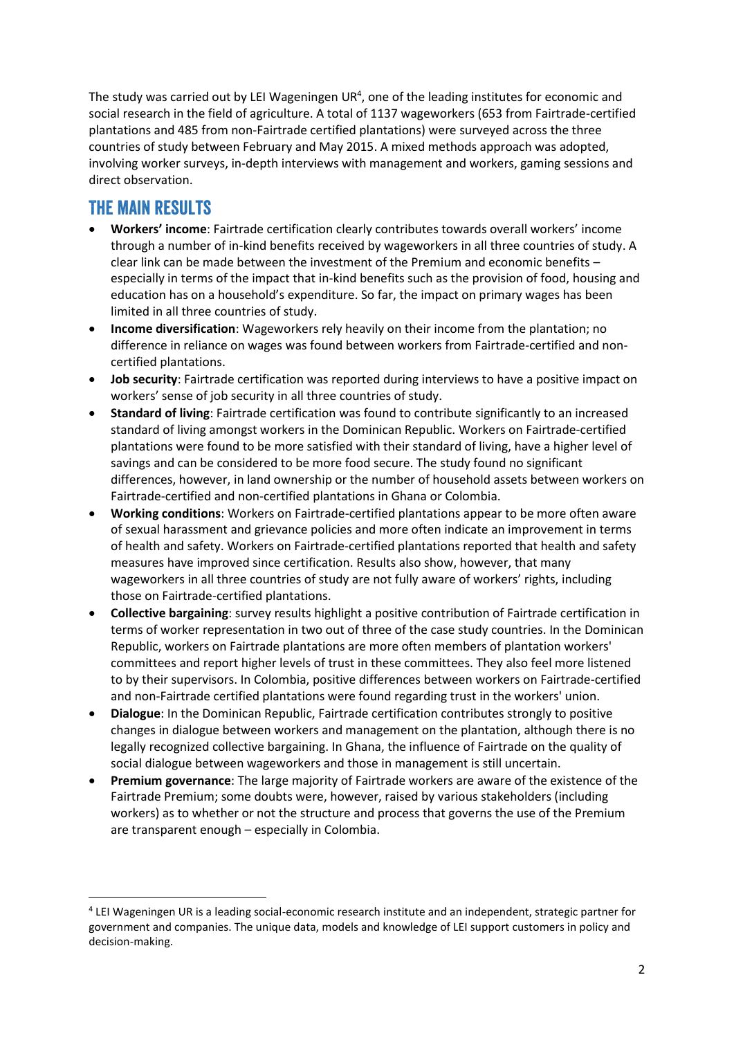The study was carried out by LEI Wageningen UR[4], one of the leading institutes for economic and social research in the field of agriculture. A total of 1137 wageworkers (653 from Fairtrade-certified plantations and 485 from non-Fairtrade certified plantations) were surveyed across the three countries of study between February and May 2015. A mixed methods approach was adopted, involving worker surveys, in-depth interviews with management and workers, gaming sessions and direct observation.

## THE MAIN RESULTS

- **Workers' income**: Fairtrade certification clearly contributes towards overall workers' income through a number of in-kind benefits received by wageworkers in all three countries of study. A clear link can be made between the investment of the Premium and economic benefits – especially in terms of the impact that in-kind benefits such as the provision of food, housing and education has on a household's expenditure. So far, the impact on primary wages has been limited in all three countries of study.
- **Income diversification**: Wageworkers rely heavily on their income from the plantation; no difference in reliance on wages was found between workers from Fairtrade-certified and non-certified plantations.
- **Job security**: Fairtrade certification was reported during interviews to have a positive impact on workers' sense of job security in all three countries of study.
- **Standard of living**: Fairtrade certification was found to contribute significantly to an increased standard of living amongst workers in the Dominican Republic. Workers on Fairtrade-certified plantations were found to be more satisfied with their standard of living, have a higher level of savings and can be considered to be more food secure. The study found no significant differences, however, in land ownership or the number of household assets between workers on Fairtrade-certified and non-certified plantations in Ghana or Colombia.
- **Working conditions**: Workers on Fairtrade-certified plantations appear to be more often aware of sexual harassment and grievance policies and more often indicate an improvement in terms of health and safety. Workers on Fairtrade-certified plantations reported that health and safety measures have improved since certification. Results also show, however, that many wageworkers in all three countries of study are not fully aware of workers' rights, including those on Fairtrade-certified plantations.
- **Collective bargaining**: survey results highlight a positive contribution of Fairtrade certification in terms of worker representation in two out of three of the case study countries. In the Dominican Republic, workers on Fairtrade plantations are more often members of plantation workers' committees and report higher levels of trust in these committees. They also feel more listened to by their supervisors. In Colombia, positive differences between workers on Fairtrade-certified and non-Fairtrade certified plantations were found regarding trust in the workers' union.
- **Dialogue**: In the Dominican Republic, Fairtrade certification contributes strongly to positive changes in dialogue between workers and management on the plantation, although there is no legally recognized collective bargaining. In Ghana, the influence of Fairtrade on the quality of social dialogue between wageworkers and those in management is still uncertain.
- **Premium governance**: The large majority of Fairtrade workers are aware of the existence of the Fairtrade Premium; some doubts were, however, raised by various stakeholders (including workers) as to whether or not the structure and process that governs the use of the Premium are transparent enough – especially in Colombia.

[4] LEI Wageningen UR is a leading social-economic research institute and an independent, strategic partner for government and companies. The unique data, models and knowledge of LEI support customers in policy and decision-making.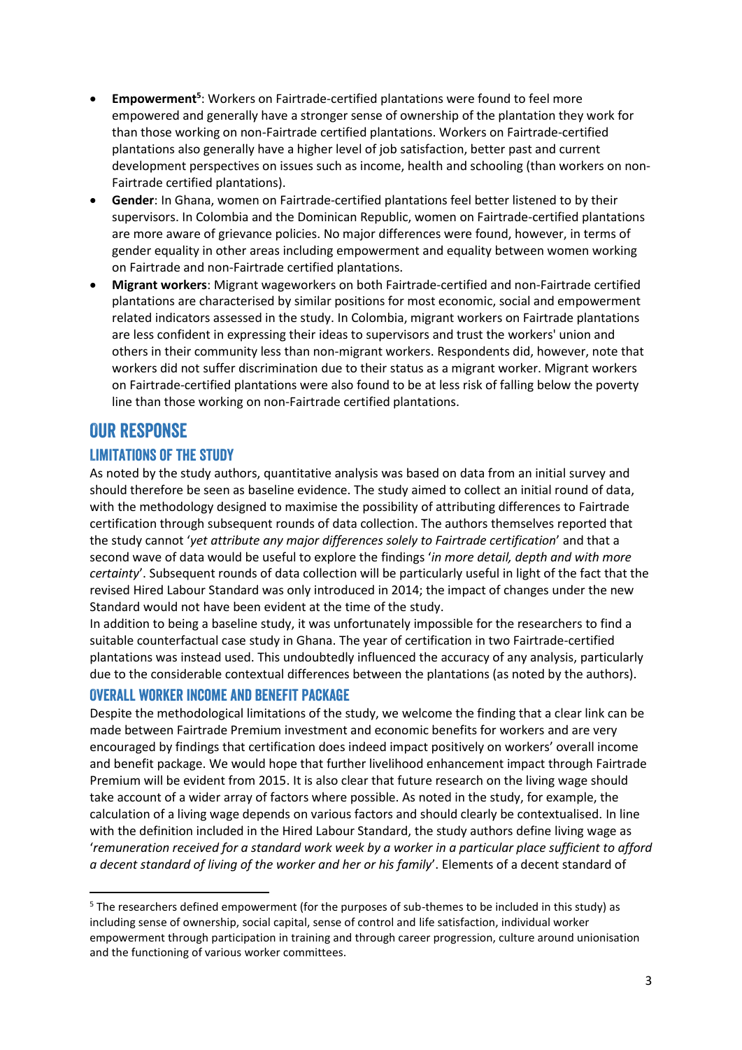- **Empowerment**[5]: Workers on Fairtrade-certified plantations were found to feel more empowered and generally have a stronger sense of ownership of the plantation they work for than those working on non-Fairtrade certified plantations. Workers on Fairtrade-certified plantations also generally have a higher level of job satisfaction, better past and current development perspectives on issues such as income, health and schooling (than workers on non-Fairtrade certified plantations).
- **Gender**: In Ghana, women on Fairtrade-certified plantations feel better listened to by their supervisors. In Colombia and the Dominican Republic, women on Fairtrade-certified plantations are more aware of grievance policies. No major differences were found, however, in terms of gender equality in other areas including empowerment and equality between women working on Fairtrade and non-Fairtrade certified plantations.
- **Migrant workers**: Migrant wageworkers on both Fairtrade-certified and non-Fairtrade certified plantations are characterised by similar positions for most economic, social and empowerment related indicators assessed in the study. In Colombia, migrant workers on Fairtrade plantations are less confident in expressing their ideas to supervisors and trust the workers' union and others in their community less than non-migrant workers. Respondents did, however, note that workers did not suffer discrimination due to their status as a migrant worker. Migrant workers on Fairtrade-certified plantations were also found to be at less risk of falling below the poverty line than those working on non-Fairtrade certified plantations.

## OUR RESPONSE

### LIMITATIONS OF THE STUDY

As noted by the study authors, quantitative analysis was based on data from an initial survey and should therefore be seen as baseline evidence. The study aimed to collect an initial round of data, with the methodology designed to maximise the possibility of attributing differences to Fairtrade certification through subsequent rounds of data collection. The authors themselves reported that the study cannot '*yet attribute any major differences solely to Fairtrade certification*' and that a second wave of data would be useful to explore the findings '*in more detail, depth and with more certainty*'. Subsequent rounds of data collection will be particularly useful in light of the fact that the revised Hired Labour Standard was only introduced in 2014; the impact of changes under the new Standard would not have been evident at the time of the study.

In addition to being a baseline study, it was unfortunately impossible for the researchers to find a suitable counterfactual case study in Ghana. The year of certification in two Fairtrade-certified plantations was instead used. This undoubtedly influenced the accuracy of any analysis, particularly due to the considerable contextual differences between the plantations (as noted by the authors).

### OVERALL WORKER INCOME AND BENEFIT PACKAGE

Despite the methodological limitations of the study, we welcome the finding that a clear link can be made between Fairtrade Premium investment and economic benefits for workers and are very encouraged by findings that certification does indeed impact positively on workers' overall income and benefit package. We would hope that further livelihood enhancement impact through Fairtrade Premium will be evident from 2015. It is also clear that future research on the living wage should take account of a wider array of factors where possible. As noted in the study, for example, the calculation of a living wage depends on various factors and should clearly be contextualised. In line with the definition included in the Hired Labour Standard, the study authors define living wage as '*remuneration received for a standard work week by a worker in a particular place sufficient to afford a decent standard of living of the worker and her or his family*'. Elements of a decent standard of

[5] The researchers defined empowerment (for the purposes of sub-themes to be included in this study) as including sense of ownership, social capital, sense of control and life satisfaction, individual worker empowerment through participation in training and through career progression, culture around unionisation and the functioning of various worker committees.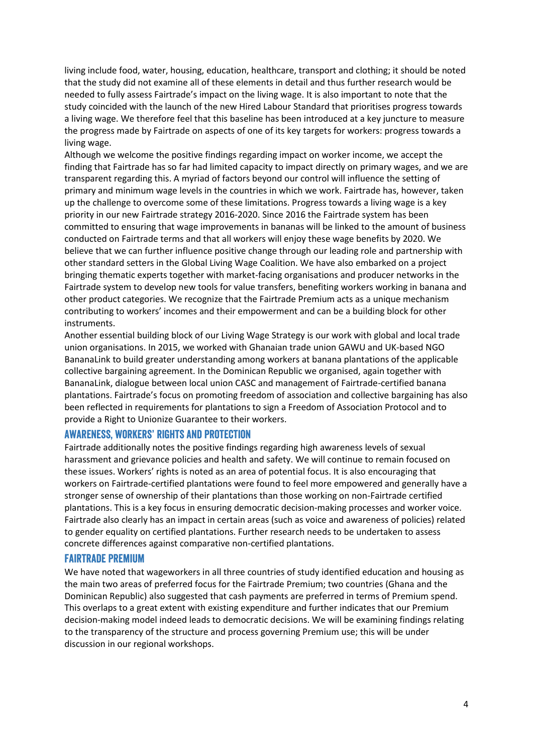living include food, water, housing, education, healthcare, transport and clothing; it should be noted that the study did not examine all of these elements in detail and thus further research would be needed to fully assess Fairtrade's impact on the living wage. It is also important to note that the study coincided with the launch of the new Hired Labour Standard that prioritises progress towards a living wage. We therefore feel that this baseline has been introduced at a key juncture to measure the progress made by Fairtrade on aspects of one of its key targets for workers: progress towards a living wage.

Although we welcome the positive findings regarding impact on worker income, we accept the finding that Fairtrade has so far had limited capacity to impact directly on primary wages, and we are transparent regarding this. A myriad of factors beyond our control will influence the setting of primary and minimum wage levels in the countries in which we work. Fairtrade has, however, taken up the challenge to overcome some of these limitations. Progress towards a living wage is a key priority in our new Fairtrade strategy 2016-2020. Since 2016 the Fairtrade system has been committed to ensuring that wage improvements in bananas will be linked to the amount of business conducted on Fairtrade terms and that all workers will enjoy these wage benefits by 2020. We believe that we can further influence positive change through our leading role and partnership with other standard setters in the Global Living Wage Coalition. We have also embarked on a project bringing thematic experts together with market-facing organisations and producer networks in the Fairtrade system to develop new tools for value transfers, benefiting workers working in banana and other product categories. We recognize that the Fairtrade Premium acts as a unique mechanism contributing to workers' incomes and their empowerment and can be a building block for other instruments.

Another essential building block of our Living Wage Strategy is our work with global and local trade union organisations. In 2015, we worked with Ghanaian trade union GAWU and UK-based NGO BananaLink to build greater understanding among workers at banana plantations of the applicable collective bargaining agreement. In the Dominican Republic we organised, again together with BananaLink, dialogue between local union CASC and management of Fairtrade-certified banana plantations. Fairtrade's focus on promoting freedom of association and collective bargaining has also been reflected in requirements for plantations to sign a Freedom of Association Protocol and to provide a Right to Unionize Guarantee to their workers.

## AWARENESS, WORKERS' RIGHTS AND PROTECTION

Fairtrade additionally notes the positive findings regarding high awareness levels of sexual harassment and grievance policies and health and safety. We will continue to remain focused on these issues. Workers' rights is noted as an area of potential focus. It is also encouraging that workers on Fairtrade-certified plantations were found to feel more empowered and generally have a stronger sense of ownership of their plantations than those working on non-Fairtrade certified plantations. This is a key focus in ensuring democratic decision-making processes and worker voice. Fairtrade also clearly has an impact in certain areas (such as voice and awareness of policies) related to gender equality on certified plantations. Further research needs to be undertaken to assess concrete differences against comparative non-certified plantations.

## FAIRTRADE PREMIUM

We have noted that wageworkers in all three countries of study identified education and housing as the main two areas of preferred focus for the Fairtrade Premium; two countries (Ghana and the Dominican Republic) also suggested that cash payments are preferred in terms of Premium spend. This overlaps to a great extent with existing expenditure and further indicates that our Premium decision-making model indeed leads to democratic decisions. We will be examining findings relating to the transparency of the structure and process governing Premium use; this will be under discussion in our regional workshops.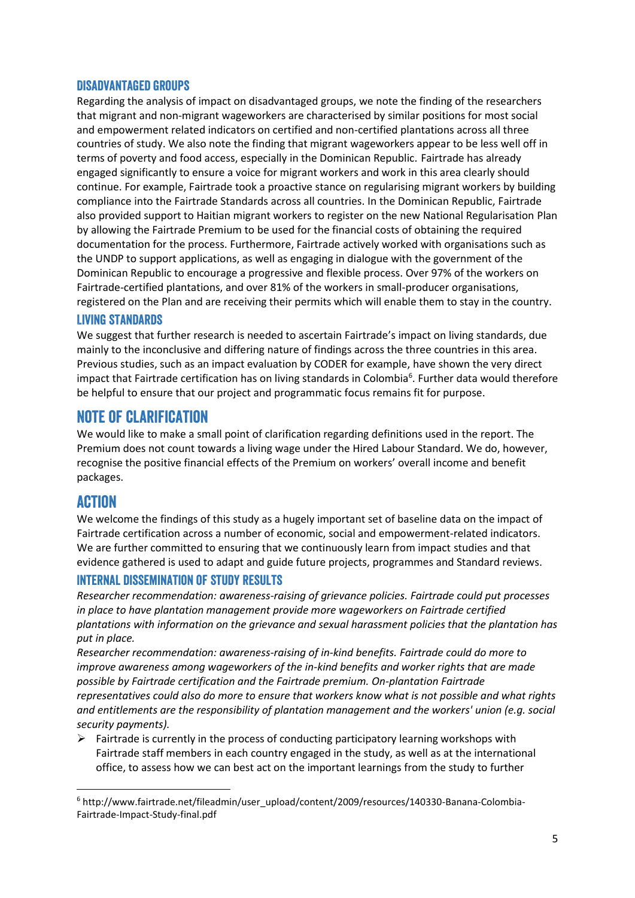### DISADVANTAGED GROUPS

Regarding the analysis of impact on disadvantaged groups, we note the finding of the researchers that migrant and non-migrant wageworkers are characterised by similar positions for most social and empowerment related indicators on certified and non-certified plantations across all three countries of study. We also note the finding that migrant wageworkers appear to be less well off in terms of poverty and food access, especially in the Dominican Republic. Fairtrade has already engaged significantly to ensure a voice for migrant workers and work in this area clearly should continue. For example, Fairtrade took a proactive stance on regularising migrant workers by building compliance into the Fairtrade Standards across all countries. In the Dominican Republic, Fairtrade also provided support to Haitian migrant workers to register on the new National Regularisation Plan by allowing the Fairtrade Premium to be used for the financial costs of obtaining the required documentation for the process. Furthermore, Fairtrade actively worked with organisations such as the UNDP to support applications, as well as engaging in dialogue with the government of the Dominican Republic to encourage a progressive and flexible process. Over 97% of the workers on Fairtrade-certified plantations, and over 81% of the workers in small-producer organisations, registered on the Plan and are receiving their permits which will enable them to stay in the country.

### LIVING STANDARDS

We suggest that further research is needed to ascertain Fairtrade's impact on living standards, due mainly to the inconclusive and differing nature of findings across the three countries in this area. Previous studies, such as an impact evaluation by CODER for example, have shown the very direct impact that Fairtrade certification has on living standards in Colombia[6]. Further data would therefore be helpful to ensure that our project and programmatic focus remains fit for purpose.

## NOTE OF CLARIFICATION

We would like to make a small point of clarification regarding definitions used in the report. The Premium does not count towards a living wage under the Hired Labour Standard. We do, however, recognise the positive financial effects of the Premium on workers' overall income and benefit packages.

## ACTION

We welcome the findings of this study as a hugely important set of baseline data on the impact of Fairtrade certification across a number of economic, social and empowerment-related indicators. We are further committed to ensuring that we continuously learn from impact studies and that evidence gathered is used to adapt and guide future projects, programmes and Standard reviews.

### INTERNAL DISSEMINATION OF STUDY RESULTS

*Researcher recommendation: awareness-raising of grievance policies. Fairtrade could put processes in place to have plantation management provide more wageworkers on Fairtrade certified plantations with information on the grievance and sexual harassment policies that the plantation has put in place.*

*Researcher recommendation: awareness-raising of in-kind benefits. Fairtrade could do more to improve awareness among wageworkers of the in-kind benefits and worker rights that are made possible by Fairtrade certification and the Fairtrade premium. On-plantation Fairtrade representatives could also do more to ensure that workers know what is not possible and what rights and entitlements are the responsibility of plantation management and the workers' union (e.g. social security payments).*

- Fairtrade is currently in the process of conducting participatory learning workshops with Fairtrade staff members in each country engaged in the study, as well as at the international office, to assess how we can best act on the important learnings from the study to further

[6] http://www.fairtrade.net/fileadmin/user_upload/content/2009/resources/140330-Banana-Colombia-Fairtrade-Impact-Study-final.pdf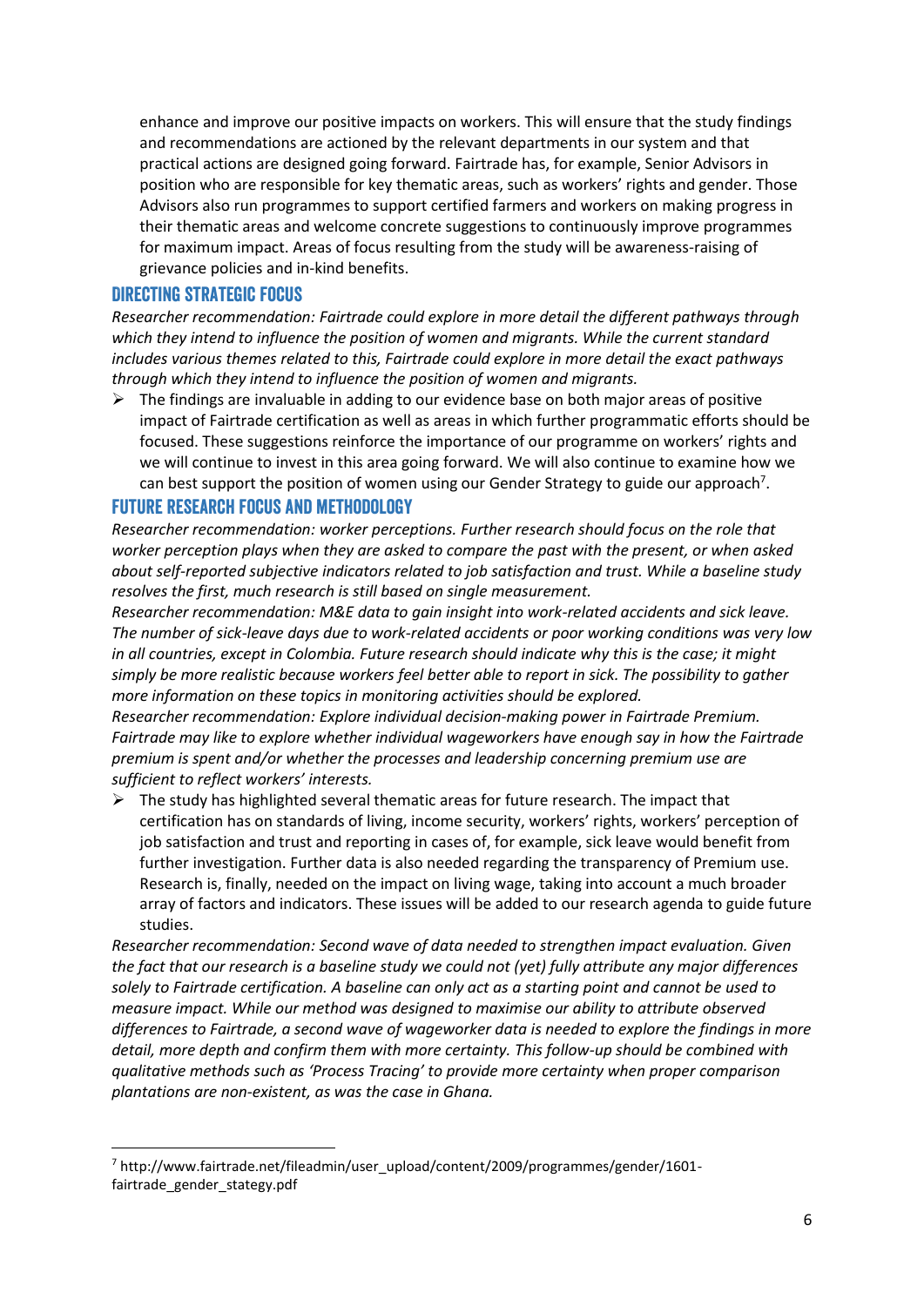enhance and improve our positive impacts on workers. This will ensure that the study findings and recommendations are actioned by the relevant departments in our system and that practical actions are designed going forward. Fairtrade has, for example, Senior Advisors in position who are responsible for key thematic areas, such as workers' rights and gender. Those Advisors also run programmes to support certified farmers and workers on making progress in their thematic areas and welcome concrete suggestions to continuously improve programmes for maximum impact. Areas of focus resulting from the study will be awareness-raising of grievance policies and in-kind benefits.

## DIRECTING STRATEGIC FOCUS

*Researcher recommendation: Fairtrade could explore in more detail the different pathways through which they intend to influence the position of women and migrants. While the current standard includes various themes related to this, Fairtrade could explore in more detail the exact pathways through which they intend to influence the position of women and migrants.*

- The findings are invaluable in adding to our evidence base on both major areas of positive impact of Fairtrade certification as well as areas in which further programmatic efforts should be focused. These suggestions reinforce the importance of our programme on workers' rights and we will continue to invest in this area going forward. We will also continue to examine how we can best support the position of women using our Gender Strategy to guide our approach[7].

## FUTURE RESEARCH FOCUS AND METHODOLOGY

*Researcher recommendation: worker perceptions. Further research should focus on the role that worker perception plays when they are asked to compare the past with the present, or when asked about self-reported subjective indicators related to job satisfaction and trust. While a baseline study resolves the first, much research is still based on single measurement.*

*Researcher recommendation: M&E data to gain insight into work-related accidents and sick leave. The number of sick-leave days due to work-related accidents or poor working conditions was very low in all countries, except in Colombia. Future research should indicate why this is the case; it might simply be more realistic because workers feel better able to report in sick. The possibility to gather more information on these topics in monitoring activities should be explored.*

*Researcher recommendation: Explore individual decision-making power in Fairtrade Premium. Fairtrade may like to explore whether individual wageworkers have enough say in how the Fairtrade premium is spent and/or whether the processes and leadership concerning premium use are sufficient to reflect workers' interests.*

- The study has highlighted several thematic areas for future research. The impact that certification has on standards of living, income security, workers' rights, workers' perception of job satisfaction and trust and reporting in cases of, for example, sick leave would benefit from further investigation. Further data is also needed regarding the transparency of Premium use. Research is, finally, needed on the impact on living wage, taking into account a much broader array of factors and indicators. These issues will be added to our research agenda to guide future studies.

*Researcher recommendation: Second wave of data needed to strengthen impact evaluation. Given the fact that our research is a baseline study we could not (yet) fully attribute any major differences solely to Fairtrade certification. A baseline can only act as a starting point and cannot be used to measure impact. While our method was designed to maximise our ability to attribute observed differences to Fairtrade, a second wave of wageworker data is needed to explore the findings in more detail, more depth and confirm them with more certainty. This follow-up should be combined with qualitative methods such as 'Process Tracing' to provide more certainty when proper comparison plantations are non-existent, as was the case in Ghana.*

[7] http://www.fairtrade.net/fileadmin/user_upload/content/2009/programmes/gender/1601-fairtrade_gender_stategy.pdf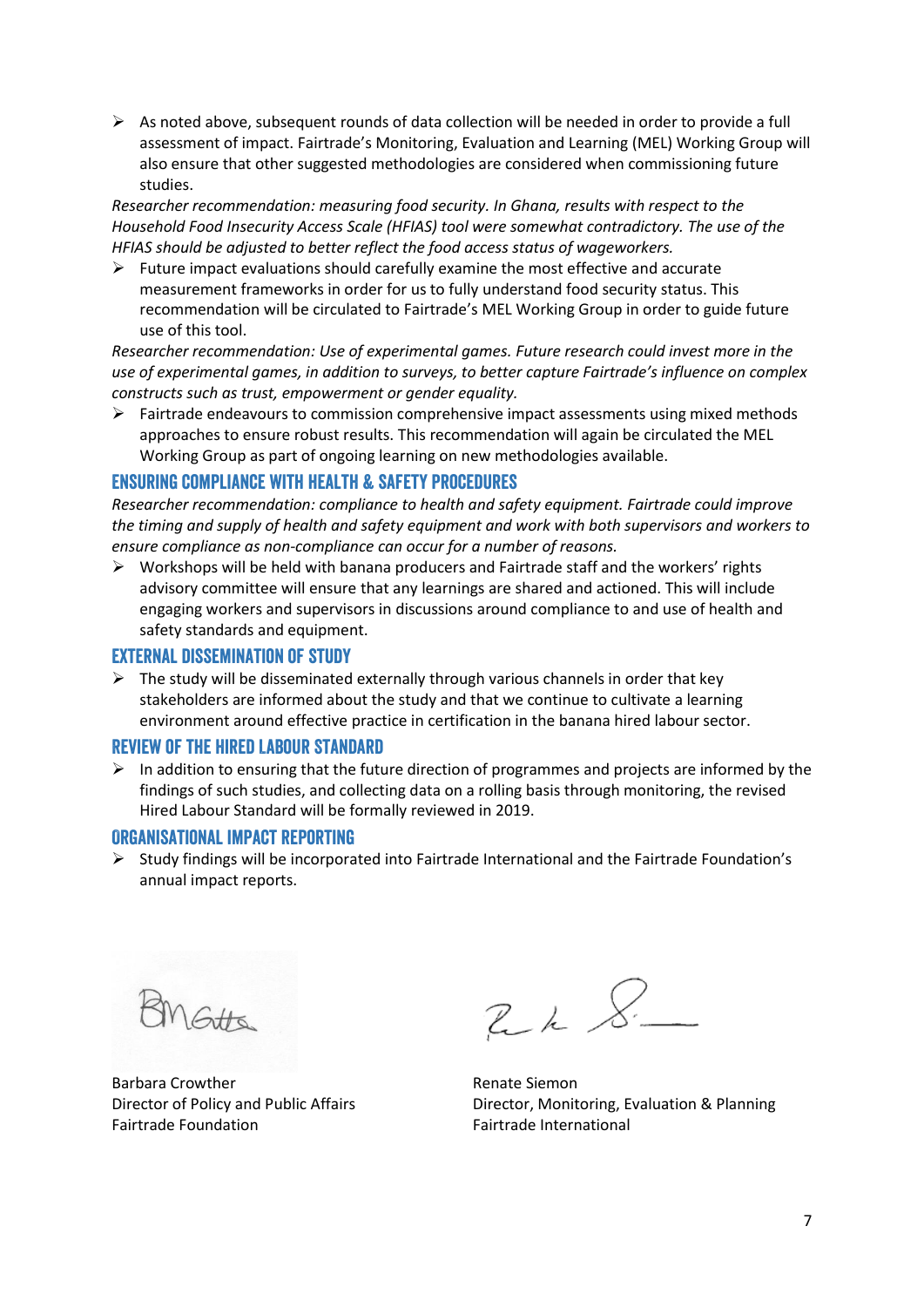- As noted above, subsequent rounds of data collection will be needed in order to provide a full assessment of impact. Fairtrade's Monitoring, Evaluation and Learning (MEL) Working Group will also ensure that other suggested methodologies are considered when commissioning future studies.

*Researcher recommendation: measuring food security. In Ghana, results with respect to the Household Food Insecurity Access Scale (HFIAS) tool were somewhat contradictory. The use of the HFIAS should be adjusted to better reflect the food access status of wageworkers.*

- Future impact evaluations should carefully examine the most effective and accurate measurement frameworks in order for us to fully understand food security status. This recommendation will be circulated to Fairtrade's MEL Working Group in order to guide future use of this tool.

*Researcher recommendation: Use of experimental games. Future research could invest more in the use of experimental games, in addition to surveys, to better capture Fairtrade's influence on complex constructs such as trust, empowerment or gender equality.*

- Fairtrade endeavours to commission comprehensive impact assessments using mixed methods approaches to ensure robust results. This recommendation will again be circulated the MEL Working Group as part of ongoing learning on new methodologies available.

## ENSURING COMPLIANCE WITH HEALTH & SAFETY PROCEDURES

*Researcher recommendation: compliance to health and safety equipment. Fairtrade could improve the timing and supply of health and safety equipment and work with both supervisors and workers to ensure compliance as non-compliance can occur for a number of reasons.*

- Workshops will be held with banana producers and Fairtrade staff and the workers' rights advisory committee will ensure that any learnings are shared and actioned. This will include engaging workers and supervisors in discussions around compliance to and use of health and safety standards and equipment.

## EXTERNAL DISSEMINATION OF STUDY

- The study will be disseminated externally through various channels in order that key stakeholders are informed about the study and that we continue to cultivate a learning environment around effective practice in certification in the banana hired labour sector.

## REVIEW OF THE HIRED LABOUR STANDARD

- In addition to ensuring that the future direction of programmes and projects are informed by the findings of such studies, and collecting data on a rolling basis through monitoring, the revised Hired Labour Standard will be formally reviewed in 2019.

## ORGANISATIONAL IMPACT REPORTING

- Study findings will be incorporated into Fairtrade International and the Fairtrade Foundation's annual impact reports.

Barbara Crowther
Director of Policy and Public Affairs
Fairtrade Foundation

Renate Siemon
Director, Monitoring, Evaluation & Planning
Fairtrade International